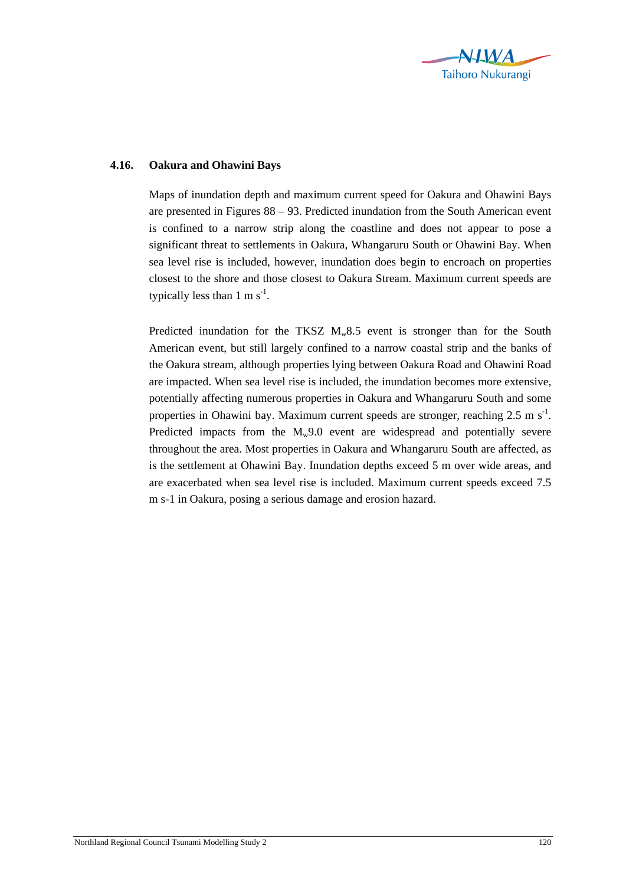## 4.16. Oakura and Ohawini Bays

Maps of inundation depth and maximum current speed for Oakura and Ohawini Bays are presented in Figures 88 – 93. Predicted inundation from the South American event is confined to a narrow strip along the coastline and does not appear to pose a significant threat to settlements in Oakura, Whangaruru South or Ohawini Bay. When sea level rise is included, however, inundation does begin to encroach on properties closest to the shore and those closest to Oakura Stream. Maximum current speeds are typically less than 1 m $s^{-1}$.

Predicted inundation for the TKSZ $M_w$8.5 event is stronger than for the South American event, but still largely confined to a narrow coastal strip and the banks of the Oakura stream, although properties lying between Oakura Road and Ohawini Road are impacted. When sea level rise is included, the inundation becomes more extensive, potentially affecting numerous properties in Oakura and Whangaruru South and some properties in Ohawini bay. Maximum current speeds are stronger, reaching 2.5 m $s^{-1}$. Predicted impacts from the $M_w$9.0 event are widespread and potentially severe throughout the area. Most properties in Oakura and Whangaruru South are affected, as is the settlement at Ohawini Bay. Inundation depths exceed 5 m over wide areas, and are exacerbated when sea level rise is included. Maximum current speeds exceed 7.5 m s-1 in Oakura, posing a serious damage and erosion hazard.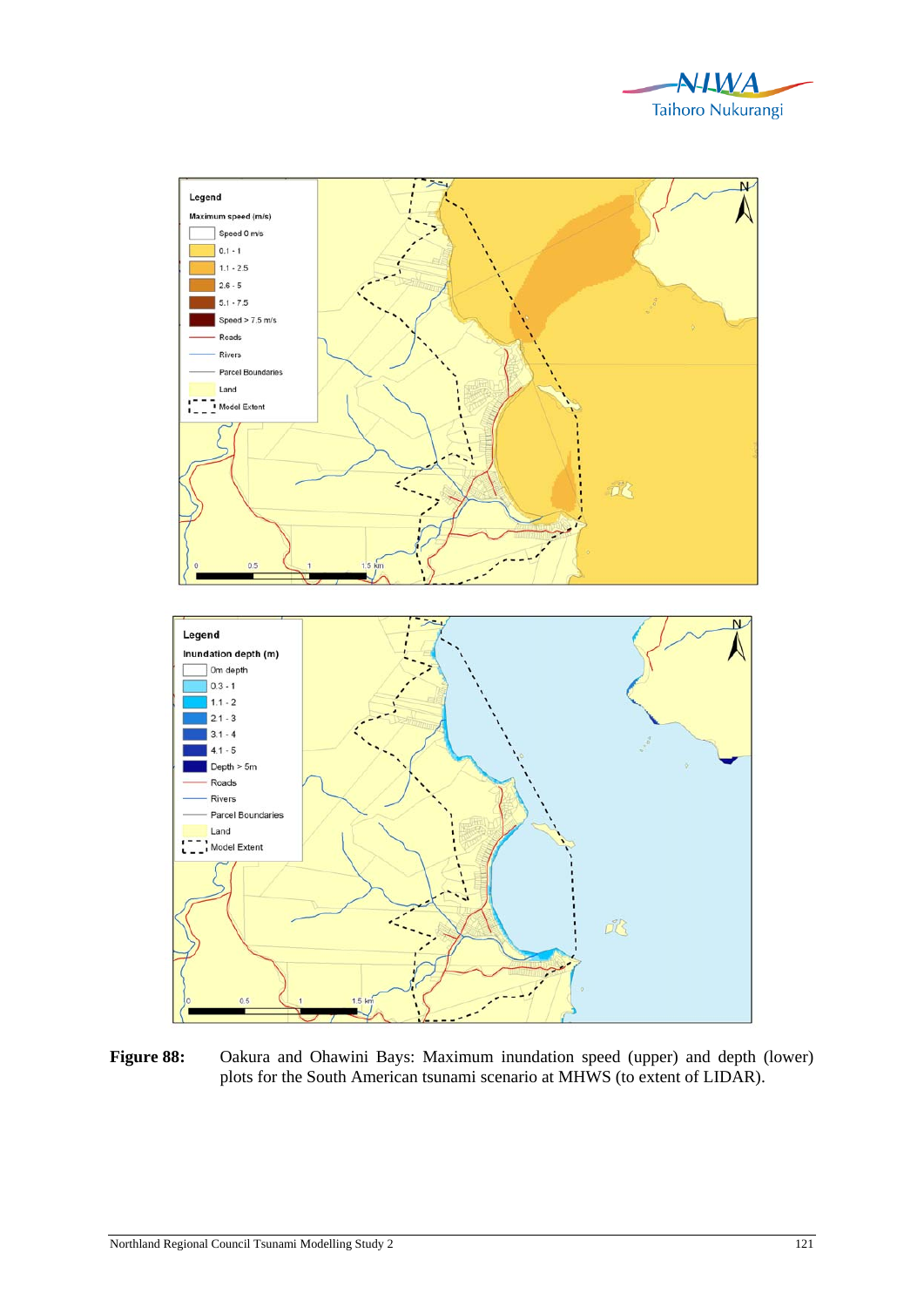**Figure 88:** Oakura and Ohawini Bays: Maximum inundation speed (upper) and depth (lower) plots for the South American tsunami scenario at MHWS (to extent of LIDAR).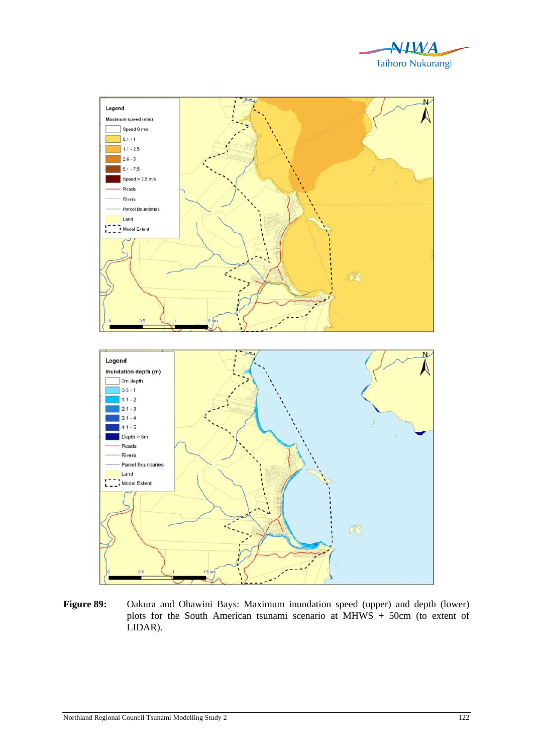**Figure 89:** Oakura and Ohawini Bays: Maximum inundation speed (upper) and depth (lower) plots for the South American tsunami scenario at MHWS + 50cm (to extent of LIDAR).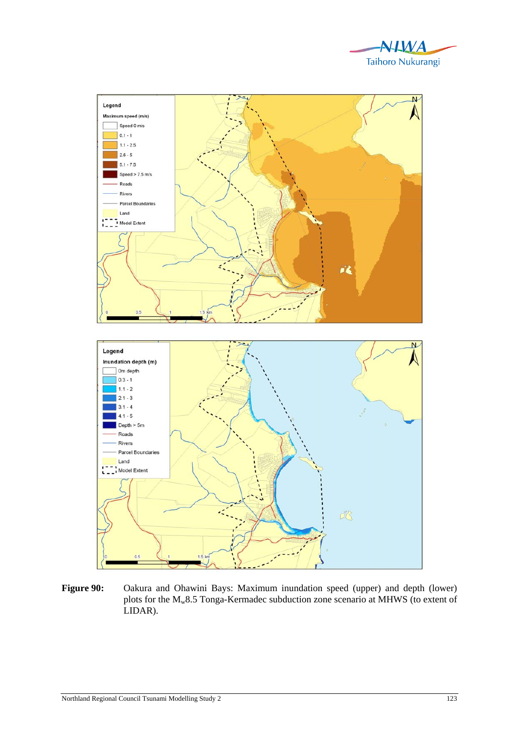**Figure 90:** Oakura and Ohawini Bays: Maximum inundation speed (upper) and depth (lower) plots for the $M_w$8.5 Tonga-Kermadec subduction zone scenario at MHWS (to extent of LIDAR).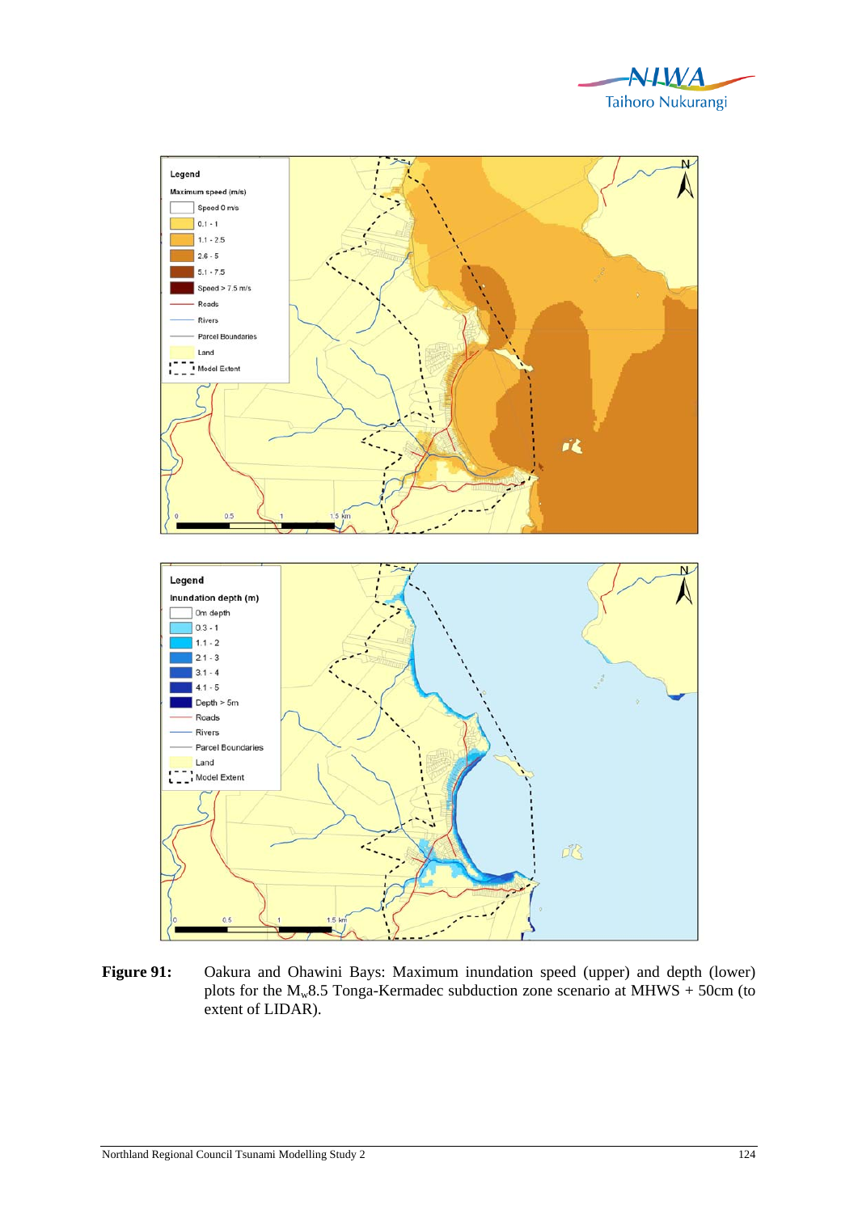**Figure 91:** Oakura and Ohawini Bays: Maximum inundation speed (upper) and depth (lower) plots for the $M_w$8.5 Tonga-Kermadec subduction zone scenario at MHWS + 50cm (to extent of LIDAR).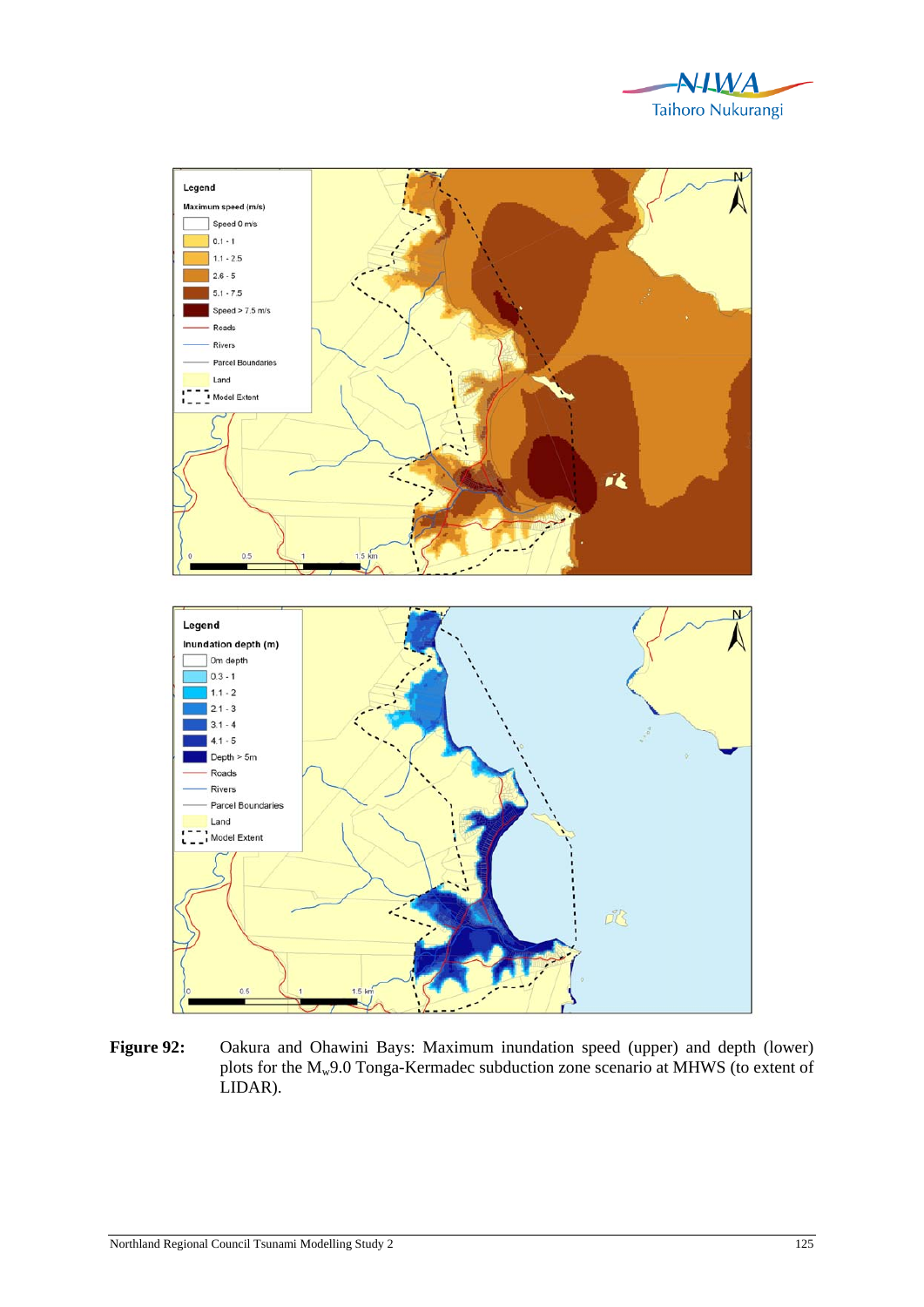**Figure 92:** Oakura and Ohawini Bays: Maximum inundation speed (upper) and depth (lower) plots for the $M_w$9.0 Tonga-Kermadec subduction zone scenario at MHWS (to extent of LIDAR).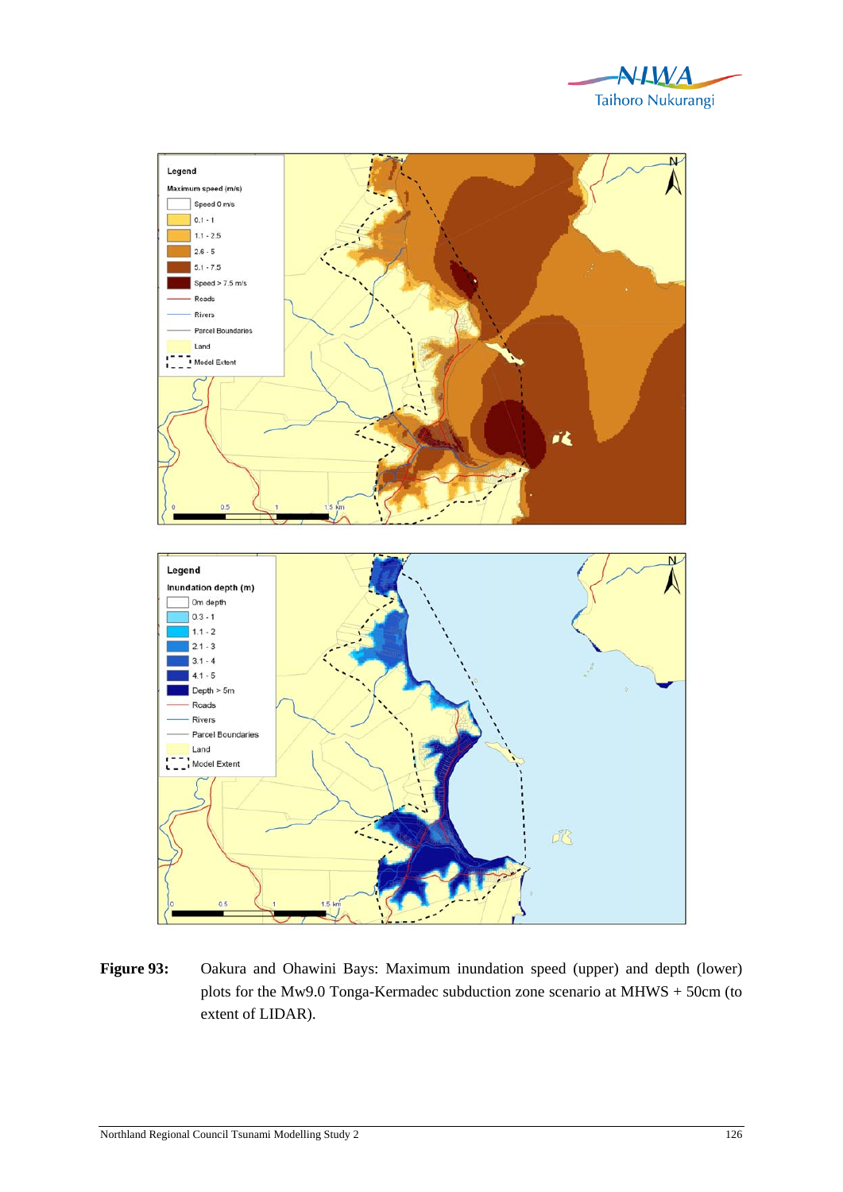Legend

Maximum speed (m/s)

Speed 0 m/s

0.1 - 1

1.1 - 2.5

2.6 - 5

5.1 - 7.5

Speed > 7.5 m/s

Roads

Rivers

Parcel Boundaries

Land

Model Extent

0 0.5 1 1.5 km

N

Legend

Inundation depth (m)

0m depth

0.3 - 1

1.1 - 2

2.1 - 3

3.1 - 4

4.1 - 5

Depth > 5m

Roads

Rivers

Parcel Boundaries

Land

Model Extent

0 0.5 1 1.5 km

N

**Figure 93:** Oakura and Ohawini Bays: Maximum inundation speed (upper) and depth (lower) plots for the Mw9.0 Tonga-Kermadec subduction zone scenario at MHWS + 50cm (to extent of LIDAR).